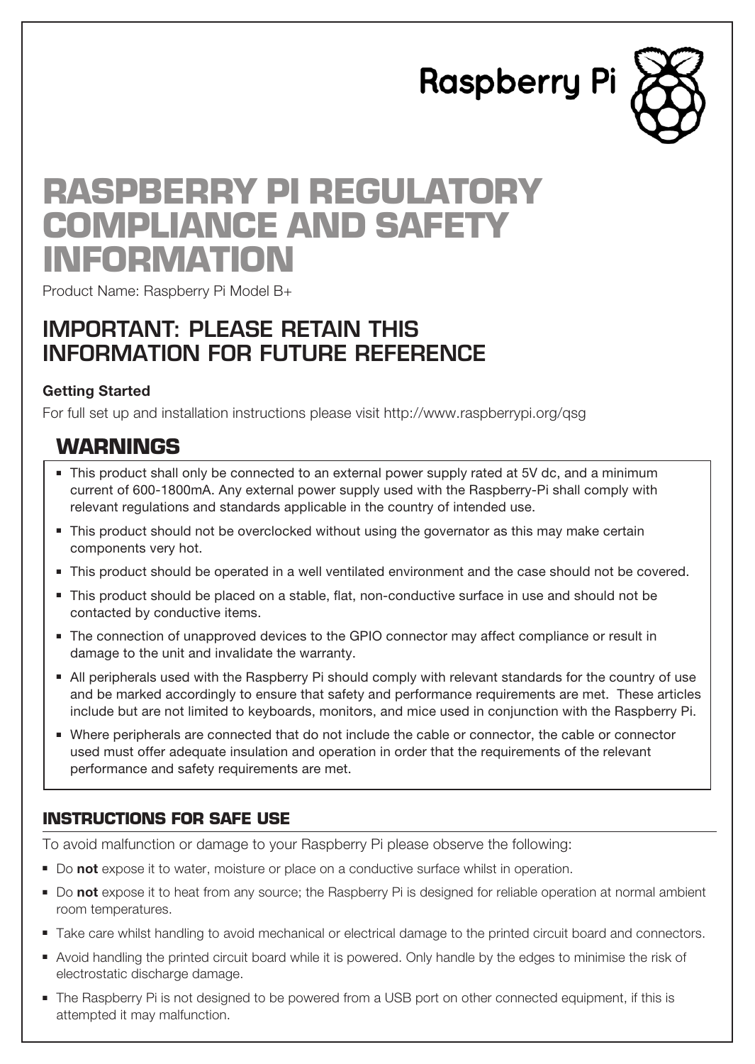Raspberry Pi

# RASPBERRY PI REGULATORY COMPLIANCE AND SAFETY INFORMATION

Product Name: Raspberry Pi Model B+

## IMPORTANT: PLEASE RETAIN THIS INFORMATION FOR FUTURE REFERENCE

**Getting Started**

For full set up and installation instructions please visit http://www.raspberrypi.org/qsg

## WARNINGS

- This product shall only be connected to an external power supply rated at 5V dc, and a minimum current of 600-1800mA. Any external power supply used with the Raspberry-Pi shall comply with relevant regulations and standards applicable in the country of intended use.
- This product should not be overclocked without using the governator as this may make certain components very hot.
- This product should be operated in a well ventilated environment and the case should not be covered.
- This product should be placed on a stable, flat, non-conductive surface in use and should not be contacted by conductive items.
- The connection of unapproved devices to the GPIO connector may affect compliance or result in damage to the unit and invalidate the warranty.
- All peripherals used with the Raspberry Pi should comply with relevant standards for the country of use and be marked accordingly to ensure that safety and performance requirements are met. These articles include but are not limited to keyboards, monitors, and mice used in conjunction with the Raspberry Pi.
- Where peripherals are connected that do not include the cable or connector, the cable or connector used must offer adequate insulation and operation in order that the requirements of the relevant performance and safety requirements are met.

### INSTRUCTIONS FOR SAFE USE

To avoid malfunction or damage to your Raspberry Pi please observe the following:

- Do **not** expose it to water, moisture or place on a conductive surface whilst in operation.
- Do **not** expose it to heat from any source; the Raspberry Pi is designed for reliable operation at normal ambient room temperatures.
- Take care whilst handling to avoid mechanical or electrical damage to the printed circuit board and connectors.
- Avoid handling the printed circuit board while it is powered. Only handle by the edges to minimise the risk of electrostatic discharge damage.
- The Raspberry Pi is not designed to be powered from a USB port on other connected equipment, if this is attempted it may malfunction.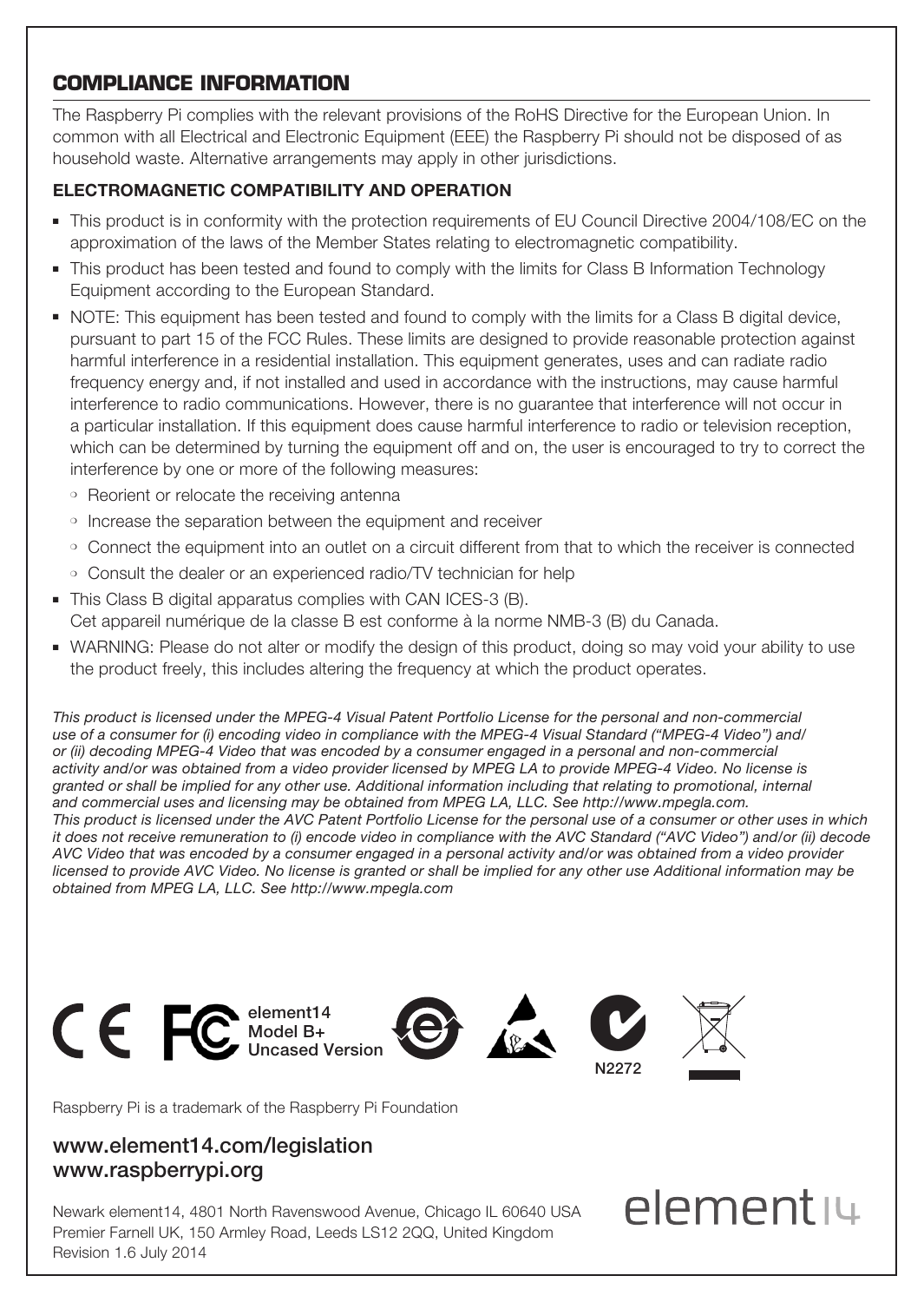## COMPLIANCE INFORMATION

The Raspberry Pi complies with the relevant provisions of the RoHS Directive for the European Union. In common with all Electrical and Electronic Equipment (EEE) the Raspberry Pi should not be disposed of as household waste. Alternative arrangements may apply in other jurisdictions.

### ELECTROMAGNETIC COMPATIBILITY AND OPERATION

- This product is in conformity with the protection requirements of EU Council Directive 2004/108/EC on the approximation of the laws of the Member States relating to electromagnetic compatibility.
- This product has been tested and found to comply with the limits for Class B Information Technology Equipment according to the European Standard.
- NOTE: This equipment has been tested and found to comply with the limits for a Class B digital device, pursuant to part 15 of the FCC Rules. These limits are designed to provide reasonable protection against harmful interference in a residential installation. This equipment generates, uses and can radiate radio frequency energy and, if not installed and used in accordance with the instructions, may cause harmful interference to radio communications. However, there is no guarantee that interference will not occur in a particular installation. If this equipment does cause harmful interference to radio or television reception, which can be determined by turning the equipment off and on, the user is encouraged to try to correct the interference by one or more of the following measures:
  - Reorient or relocate the receiving antenna
  - Increase the separation between the equipment and receiver
  - Connect the equipment into an outlet on a circuit different from that to which the receiver is connected
  - Consult the dealer or an experienced radio/TV technician for help
- This Class B digital apparatus complies with CAN ICES-3 (B).
  Cet appareil numérique de la classe B est conforme à la norme NMB-3 (B) du Canada.
- WARNING: Please do not alter or modify the design of this product, doing so may void your ability to use the product freely, this includes altering the frequency at which the product operates.

*This product is licensed under the MPEG-4 Visual Patent Portfolio License for the personal and non-commercial use of a consumer for (i) encoding video in compliance with the MPEG-4 Visual Standard ("MPEG-4 Video") and/ or (ii) decoding MPEG-4 Video that was encoded by a consumer engaged in a personal and non-commercial activity and/or was obtained from a video provider licensed by MPEG LA to provide MPEG-4 Video. No license is granted or shall be implied for any other use. Additional information including that relating to promotional, internal and commercial uses and licensing may be obtained from MPEG LA, LLC. See http://www.mpegla.com.*
*This product is licensed under the AVC Patent Portfolio License for the personal use of a consumer or other uses in which it does not receive remuneration to (i) encode video in compliance with the AVC Standard ("AVC Video") and/or (ii) decode AVC Video that was encoded by a consumer engaged in a personal activity and/or was obtained from a video provider licensed to provide AVC Video. No license is granted or shall be implied for any other use Additional information may be obtained from MPEG LA, LLC. See http://www.mpegla.com*

CE FC element14 Model B+ Uncased Version

N2272

Raspberry Pi is a trademark of the Raspberry Pi Foundation

www.element14.com/legislation
www.raspberrypi.org

Newark element14, 4801 North Ravenswood Avenue, Chicago IL 60640 USA
Premier Farnell UK, 150 Armley Road, Leeds LS12 2QQ, United Kingdom
Revision 1.6 July 2014

element14